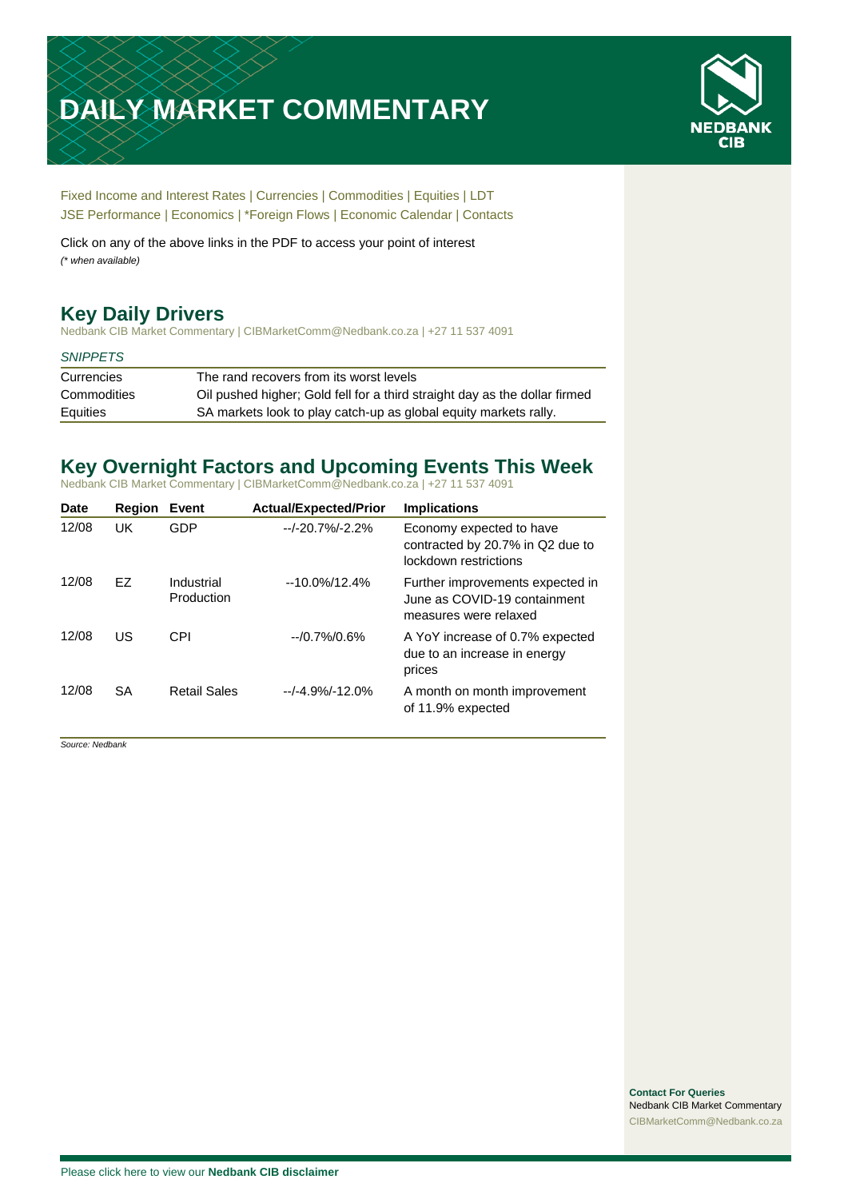# DAILY MARKET COMMENTARY

Fixed Income and Interest Rates | Currencies | Commodities | Equities | LDT
JSE Performance | Economics | *Foreign Flows | Economic Calendar | Contacts

Click on any of the above links in the PDF to access your point of interest
*(* when available)*

## Key Daily Drivers

Nedbank CIB Market Commentary | CIBMarketComm@Nedbank.co.za | +27 11 537 4091

*SNIPPETS*

| | |
|---|---|
| Currencies | The rand recovers from its worst levels |
| Commodities | Oil pushed higher; Gold fell for a third straight day as the dollar firmed |
| Equities | SA markets look to play catch-up as global equity markets rally. |

## Key Overnight Factors and Upcoming Events This Week

Nedbank CIB Market Commentary | CIBMarketComm@Nedbank.co.za | +27 11 537 4091

| Date | Region | Event | Actual/Expected/Prior | Implications |
|---|---|---|---|---|
| 12/08 | UK | GDP | --/-20.7%/-2.2% | Economy expected to have contracted by 20.7% in Q2 due to lockdown restrictions |
| 12/08 | EZ | Industrial Production | --10.0%/12.4% | Further improvements expected in June as COVID-19 containment measures were relaxed |
| 12/08 | US | CPI | --/0.7%/0.6% | A YoY increase of 0.7% expected due to an increase in energy prices |
| 12/08 | SA | Retail Sales | --/-4.9%/-12.0% | A month on month improvement of 11.9% expected |

*Source: Nedbank*

**Contact For Queries**
Nedbank CIB Market Commentary
CIBMarketComm@Nedbank.co.za

Please click here to view our **Nedbank CIB disclaimer**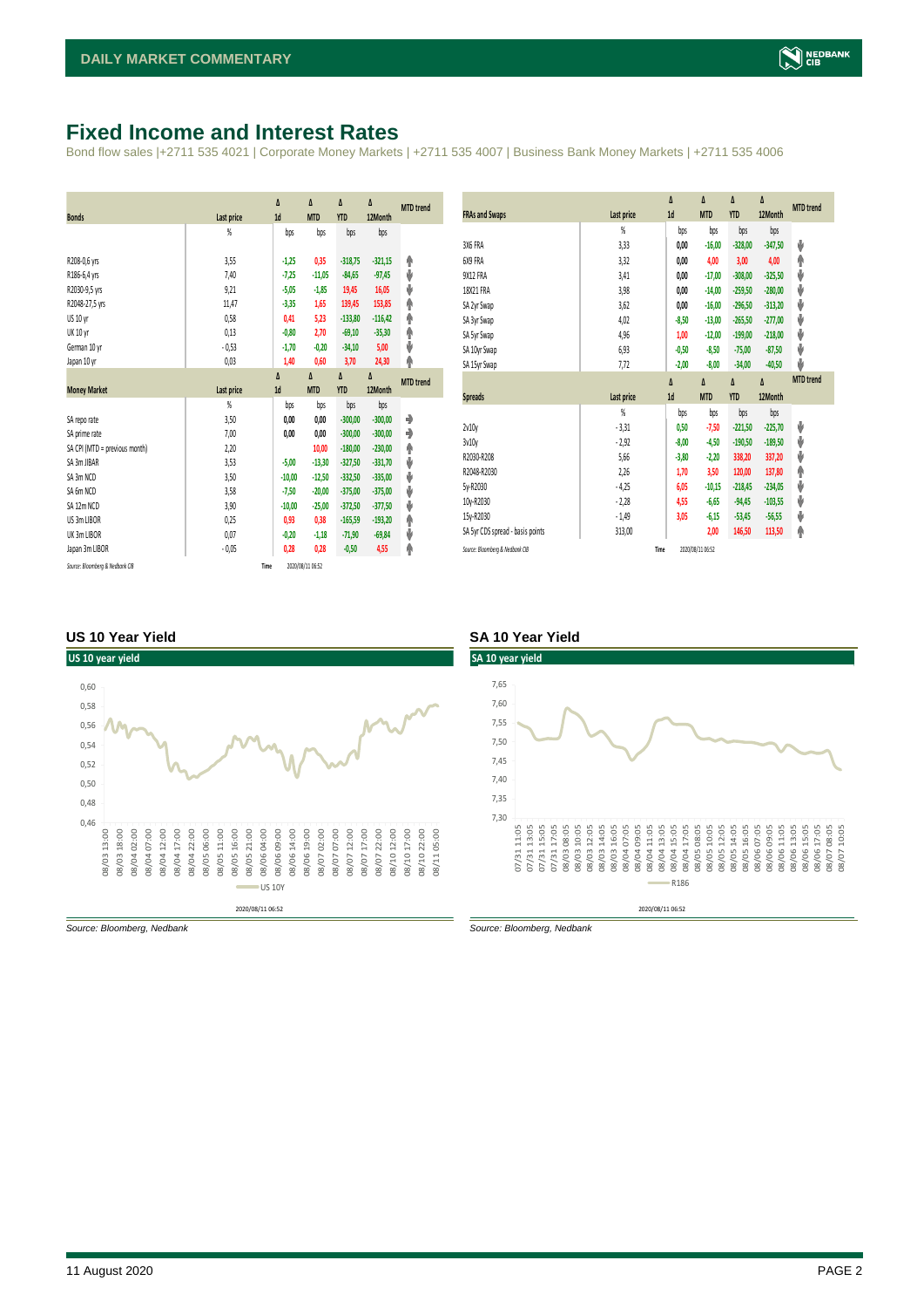# Fixed Income and Interest Rates

Bond flow sales |+2711 535 4021 | Corporate Money Markets | +2711 535 4007 | Business Bank Money Markets | +2711 535 4006

| Bonds | Last price | Δ 1d | Δ MTD | Δ YTD | Δ 12Month | MTD trend |
|---|---|---|---|---|---|---|
| | % | bps | bps | bps | bps | |
| R208-0,6 yrs | 3,55 | -1,25 | 0,35 | -318,75 | -321,15 | ↑ |
| R186-6,4 yrs | 7,40 | -7,25 | -11,05 | -84,65 | -97,45 | ↓ |
| R2030-9,5 yrs | 9,21 | -5,05 | -1,85 | 19,45 | 16,05 | ↓ |
| R2048-27,5 yrs | 11,47 | -3,35 | 1,65 | 139,45 | 153,85 | ↑ |
| US 10 yr | 0,58 | 0,41 | 5,23 | -133,80 | -116,42 | ↑ |
| UK 10 yr | 0,13 | -0,80 | 2,70 | -69,10 | -35,30 | ↑ |
| German 10 yr | -0,53 | -1,70 | -0,20 | -34,10 | 5,00 | ↓ |
| Japan 10 yr | 0,03 | 1,40 | 0,60 | 3,70 | 24,30 | ↑ |

| Money Market | Last price | Δ 1d | Δ MTD | Δ YTD | Δ 12Month | MTD trend |
|---|---|---|---|---|---|---|
| | % | bps | bps | bps | bps | |
| SA repo rate | 3,50 | 0,00 | 0,00 | -300,00 | -300,00 | → |
| SA prime rate | 7,00 | 0,00 | 0,00 | -300,00 | -300,00 | → |
| SA CPI (MTD = previous month) | 2,20 | | 10,00 | -180,00 | -230,00 | ↑ |
| SA 3m JIBAR | 3,53 | -5,00 | -13,30 | -327,50 | -331,70 | ↓ |
| SA 3m NCD | 3,50 | -10,00 | -12,50 | -332,50 | -335,00 | ↓ |
| SA 6m NCD | 3,58 | -7,50 | -20,00 | -375,00 | -375,00 | ↓ |
| SA 12m NCD | 3,90 | -10,00 | -25,00 | -372,50 | -377,50 | ↓ |
| US 3m LIBOR | 0,25 | 0,93 | 0,38 | -165,59 | -193,20 | ↑ |
| UK 3m LIBOR | 0,07 | -0,20 | -1,18 | -71,90 | -69,84 | ↓ |
| Japan 3m LIBOR | -0,05 | 0,28 | 0,28 | -0,50 | 4,55 | ↑ |

*Source: Bloomberg & Nedbank CIB* Time 2020/08/11 06:52

| FRAs and Swaps | Last price | Δ 1d | Δ MTD | Δ YTD | Δ 12Month | MTD trend |
|---|---|---|---|---|---|---|
| | % | bps | bps | bps | bps | |
| 3X6 FRA | 3,33 | 0,00 | -16,00 | -328,00 | -347,50 | ↓ |
| 6X9 FRA | 3,32 | 0,00 | 4,00 | 3,00 | 4,00 | ↑ |
| 9X12 FRA | 3,41 | 0,00 | -17,00 | -308,00 | -325,50 | ↓ |
| 18X21 FRA | 3,98 | 0,00 | -14,00 | -259,50 | -280,00 | ↓ |
| SA 2yr Swap | 3,62 | 0,00 | -16,00 | -296,50 | -313,20 | ↓ |
| SA 3yr Swap | 4,02 | -8,50 | -13,00 | -265,50 | -277,00 | ↓ |
| SA 5yr Swap | 4,96 | 1,00 | -12,00 | -199,00 | -218,00 | ↓ |
| SA 10yr Swap | 6,93 | -0,50 | -8,50 | -75,00 | -87,50 | ↓ |
| SA 15yr Swap | 7,72 | -2,00 | -8,00 | -34,00 | -40,50 | ↓ |

| Spreads | Last price | Δ 1d | Δ MTD | Δ YTD | Δ 12Month | MTD trend |
|---|---|---|---|---|---|---|
| | % | bps | bps | bps | bps | |
| 2v10y | -3,31 | 0,50 | -7,50 | -221,50 | -225,70 | ↓ |
| 3v10y | -2,92 | -8,00 | -4,50 | -190,50 | -189,50 | ↓ |
| R2030-R208 | 5,66 | -3,80 | -2,20 | 338,20 | 337,20 | ↓ |
| R2048-R2030 | 2,26 | 1,70 | 3,50 | 120,00 | 137,80 | ↑ |
| 5y-R2030 | -4,25 | 6,05 | -10,15 | -218,45 | -234,05 | ↓ |
| 10y-R2030 | -2,28 | 4,55 | -6,65 | -94,45 | -103,55 | ↓ |
| 15y-R2030 | -1,49 | 3,05 | -6,15 | -53,45 | -56,55 | ↓ |
| SA 5yr CDS spread - basis points | 313,00 | | 2,00 | 146,50 | 113,50 | ↑ |

*Source: Bloomberg & Nedbank CIB* Time 2020/08/11 06:52

### US 10 Year Yield

*Source: Bloomberg, Nedbank*

### SA 10 Year Yield

*Source: Bloomberg, Nedbank*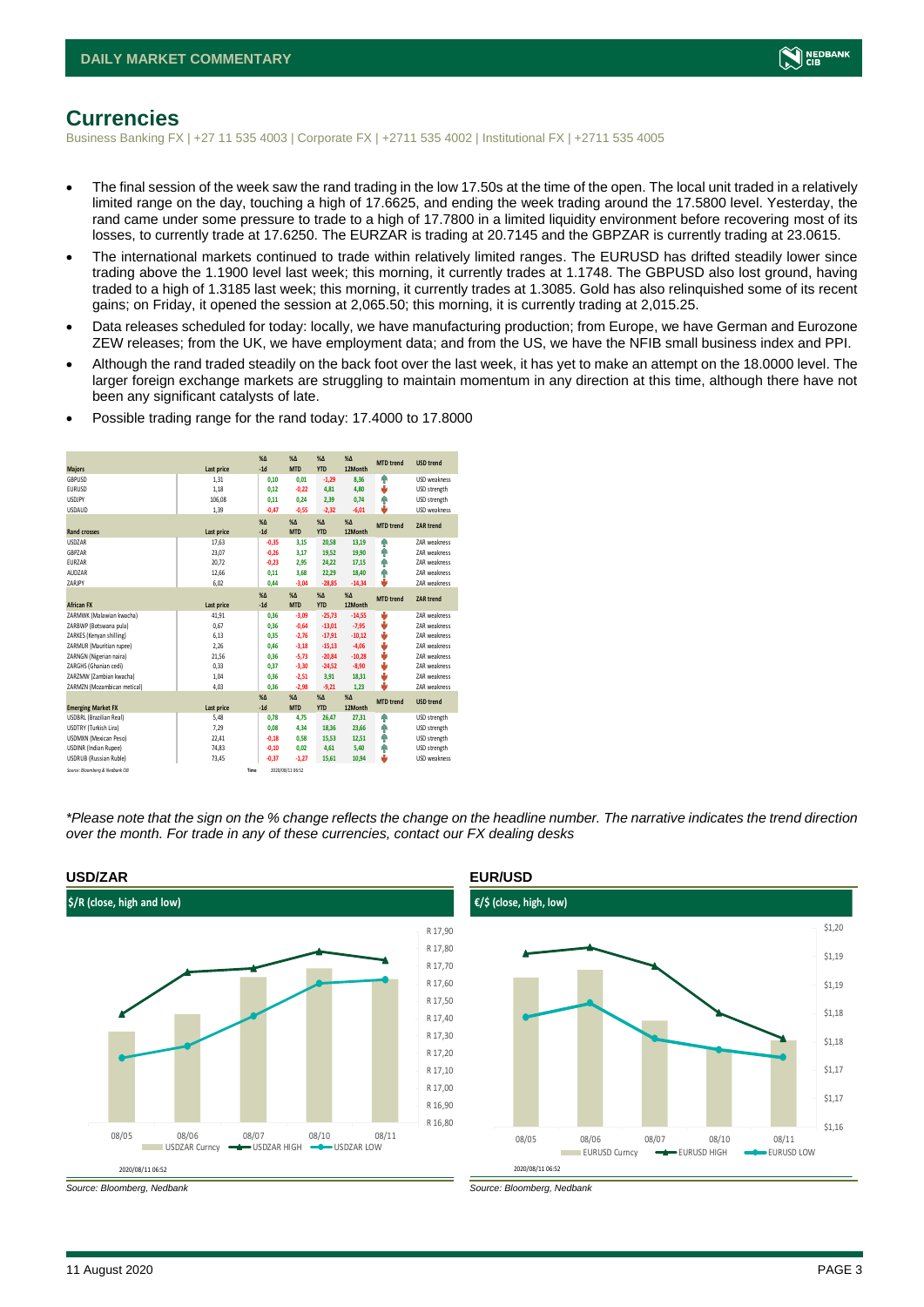# Currencies

Business Banking FX | +27 11 535 4003 | Corporate FX | +2711 535 4002 | Institutional FX | +2711 535 4005

- The final session of the week saw the rand trading in the low 17.50s at the time of the open. The local unit traded in a relatively limited range on the day, touching a high of 17.6625, and ending the week trading around the 17.5800 level. Yesterday, the rand came under some pressure to trade to a high of 17.7800 in a limited liquidity environment before recovering most of its losses, to currently trade at 17.6250. The EURZAR is trading at 20.7145 and the GBPZAR is currently trading at 23.0615.
- The international markets continued to trade within relatively limited ranges. The EURUSD has drifted steadily lower since trading above the 1.1900 level last week; this morning, it currently trades at 1.1748. The GBPUSD also lost ground, having traded to a high of 1.3185 last week; this morning, it currently trades at 1.3085. Gold has also relinquished some of its recent gains; on Friday, it opened the session at 2,065.50; this morning, it is currently trading at 2,015.25.
- Data releases scheduled for today: locally, we have manufacturing production; from Europe, we have German and Eurozone ZEW releases; from the UK, we have employment data; and from the US, we have the NFIB small business index and PPI.
- Although the rand traded steadily on the back foot over the last week, it has yet to make an attempt on the 18.0000 level. The larger foreign exchange markets are struggling to maintain momentum in any direction at this time, although there have not been any significant catalysts of late.
- Possible trading range for the rand today: 17.4000 to 17.8000

| Majors | Last price | %Δ -1d | %Δ MTD | %Δ YTD | %Δ 12Month | MTD trend | USD trend |
|---|---|---|---|---|---|---|---|
| GBPUSD | 1,31 | 0,10 | 0,01 | -1,29 | 8,36 | ↑ | USD weakness |
| EURUSD | 1,18 | 0,12 | -0,22 | 4,81 | 4,80 | ↓ | USD strength |
| USDJPY | 106,08 | 0,11 | 0,24 | 2,39 | 0,74 | ↑ | USD strength |
| USDAUD | 1,39 | -0,47 | -0,55 | -2,32 | -6,01 | ↓ | USD weakness |
| **Rand crosses** | **Last price** | **%Δ -1d** | **%Δ MTD** | **%Δ YTD** | **%Δ 12Month** | **MTD trend** | **ZAR trend** |
| USDZAR | 17,63 | -0,35 | 3,15 | 20,58 | 13,19 | ↑ | ZAR weakness |
| GBPZAR | 23,07 | -0,26 | 3,17 | 19,52 | 19,90 | ↑ | ZAR weakness |
| EURZAR | 20,72 | -0,23 | 2,95 | 24,22 | 17,15 | ↑ | ZAR weakness |
| AUDZAR | 12,66 | 0,11 | 3,68 | 22,29 | 18,40 | ↑ | ZAR weakness |
| ZARJPY | 6,02 | 0,44 | -3,04 | -28,85 | -14,34 | ↓ | ZAR weakness |
| **African FX** | **Last price** | **%Δ -1d** | **%Δ MTD** | **%Δ YTD** | **%Δ 12Month** | **MTD trend** | **ZAR trend** |
| ZARMWK (Malawian kwacha) | 41,91 | 0,36 | -3,09 | -25,73 | -14,55 | ↓ | ZAR weakness |
| ZARBWP (Botswana pula) | 0,67 | 0,36 | -0,64 | -13,01 | -7,95 | ↓ | ZAR weakness |
| ZARKES (Kenyan shilling) | 6,13 | 0,35 | -2,76 | -17,91 | -10,12 | ↓ | ZAR weakness |
| ZARMUR (Mauritian rupee) | 2,26 | 0,46 | -3,18 | -15,13 | -4,06 | ↓ | ZAR weakness |
| ZARNGN (Nigerian naira) | 21,56 | 0,36 | -5,73 | -20,84 | -10,28 | ↓ | ZAR weakness |
| ZARGHS (Ghanian cedi) | 0,33 | 0,37 | -3,30 | -24,52 | -8,90 | ↓ | ZAR weakness |
| ZARZMW (Zambian kwacha) | 1,04 | 0,36 | -2,51 | 3,91 | 18,31 | ↓ | ZAR weakness |
| ZARMZN (Mozambican metical) | 4,03 | 0,36 | -2,98 | -9,21 | 1,23 | ↓ | ZAR weakness |
| **Emerging Market FX** | **Last price** | **%Δ -1d** | **%Δ MTD** | **%Δ YTD** | **%Δ 12Month** | **MTD trend** | **USD trend** |
| USDBRL (Brazilian Real) | 5,48 | 0,78 | 4,75 | 26,47 | 27,31 | ↑ | USD strength |
| USDTRY (Turkish Lira) | 7,29 | 0,08 | 4,34 | 18,36 | 23,66 | ↑ | USD strength |
| USDMXN (Mexican Peso) | 22,41 | -0,18 | 0,58 | 15,53 | 12,51 | ↑ | USD strength |
| USDINR (Indian Rupee) | 74,83 | -0,10 | 0,02 | 4,61 | 5,40 | ↑ | USD strength |
| USDRUB (Russian Ruble) | 73,45 | -0,37 | -1,27 | 15,61 | 10,94 | ↓ | USD weakness |

Source: Bloomberg & Nedbank CIB — Time 2020/08/11 06:52

*\*Please note that the sign on the % change reflects the change on the headline number. The narrative indicates the trend direction over the month. For trade in any of these currencies, contact our FX dealing desks*

**USD/ZAR**

$/R (close, high and low)

Source: Bloomberg, Nedbank

**EUR/USD**

€/$ (close, high, low)

Source: Bloomberg, Nedbank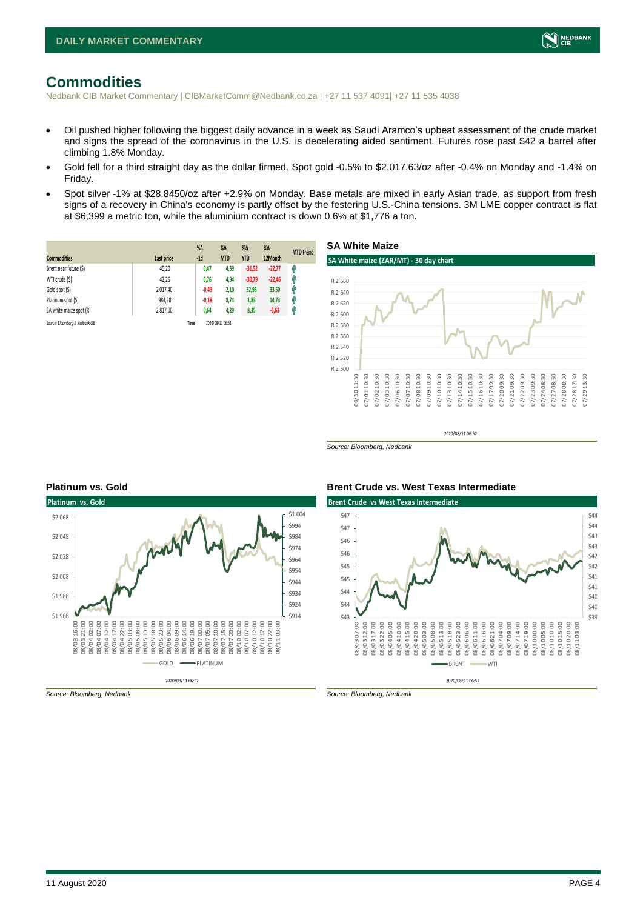# Commodities

Nedbank CIB Market Commentary | CIBMarketComm@Nedbank.co.za | +27 11 537 4091| +27 11 535 4038

- Oil pushed higher following the biggest daily advance in a week as Saudi Aramco's upbeat assessment of the crude market and signs the spread of the coronavirus in the U.S. is decelerating aided sentiment. Futures rose past $42 a barrel after climbing 1.8% Monday.
- Gold fell for a third straight day as the dollar firmed. Spot gold -0.5% to $2,017.63/oz after -0.4% on Monday and -1.4% on Friday.
- Spot silver -1% at $28.8450/oz after +2.9% on Monday. Base metals are mixed in early Asian trade, as support from fresh signs of a recovery in China's economy is partly offset by the festering U.S.-China tensions. 3M LME copper contract is flat at $6,399 a metric ton, while the aluminium contract is down 0.6% at $1,776 a ton.

| Commodities | Last price | %Δ -1d | %Δ MTD | %Δ YTD | %Δ 12Month | MTD trend |
|---|---|---|---|---|---|---|
| Brent near future ($) | 45,20 | 0,47 | 4,39 | -31,52 | -22,77 | ↑ |
| WTI crude ($) | 42,26 | 0,76 | 4,94 | -30,79 | -22,46 | ↑ |
| Gold spot ($) | 2 017,40 | -0,49 | 2,10 | 32,96 | 33,50 | ↑ |
| Platinum spot ($) | 984,28 | -0,18 | 8,74 | 1,83 | 14,73 | ↑ |
| SA white maize spot (R) | 2 817,00 | 0,64 | 4,29 | 8,35 | -5,63 | ↑ |

Source: Bloomberg & Nedbank CIB | Time 2020/08/11 06:52

## SA White Maize

SA White maize (ZAR/MT) - 30 day chart

Source: Bloomberg, Nedbank

## Platinum vs. Gold

Source: Bloomberg, Nedbank

## Brent Crude vs. West Texas Intermediate

Source: Bloomberg, Nedbank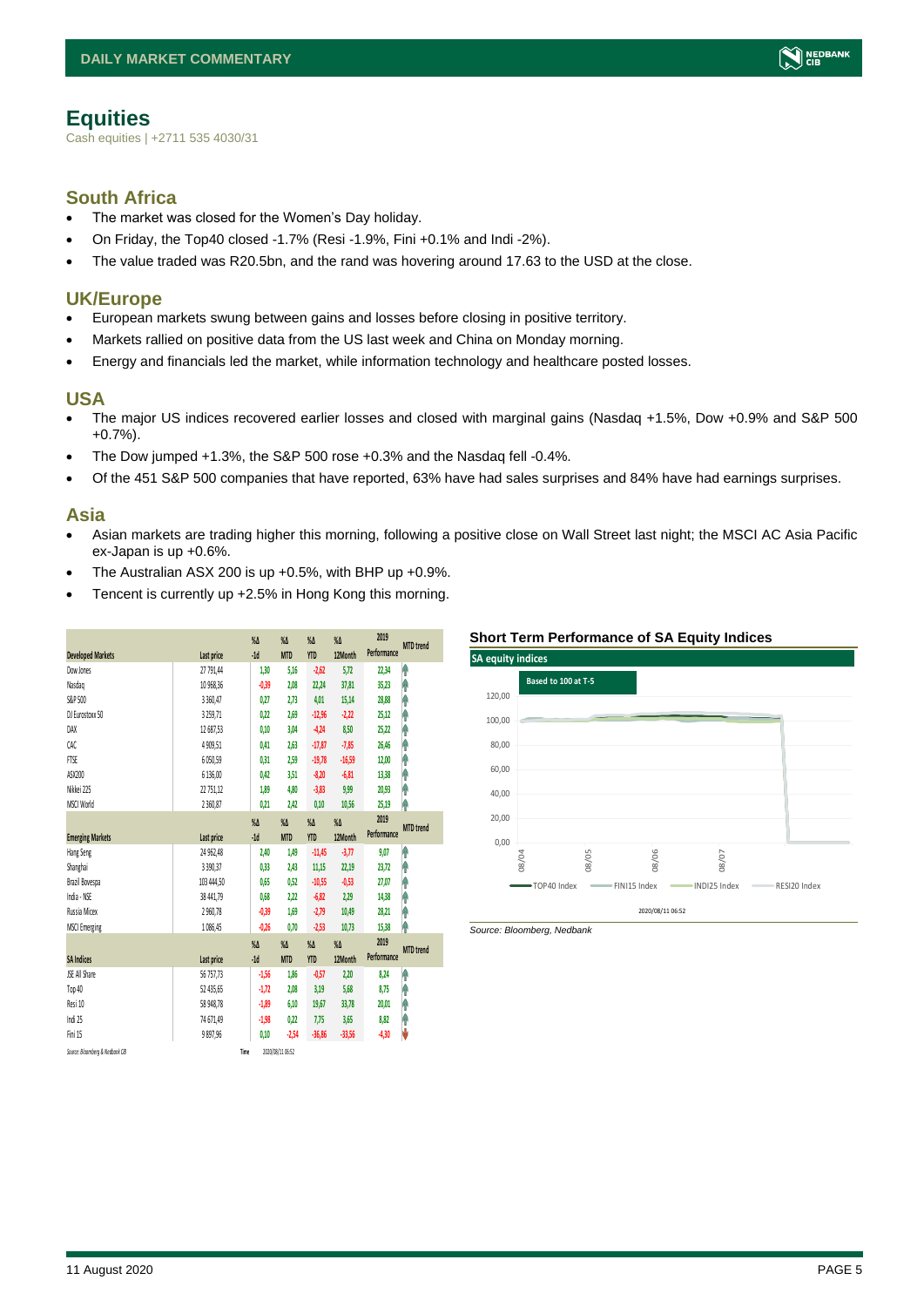# Equities

Cash equities | +2711 535 4030/31

## South Africa

- The market was closed for the Women's Day holiday.
- On Friday, the Top40 closed -1.7% (Resi -1.9%, Fini +0.1% and Indi -2%).
- The value traded was R20.5bn, and the rand was hovering around 17.63 to the USD at the close.

## UK/Europe

- European markets swung between gains and losses before closing in positive territory.
- Markets rallied on positive data from the US last week and China on Monday morning.
- Energy and financials led the market, while information technology and healthcare posted losses.

## USA

- The major US indices recovered earlier losses and closed with marginal gains (Nasdaq +1.5%, Dow +0.9% and S&P 500 +0.7%).
- The Dow jumped +1.3%, the S&P 500 rose +0.3% and the Nasdaq fell -0.4%.
- Of the 451 S&P 500 companies that have reported, 63% have had sales surprises and 84% have had earnings surprises.

## Asia

- Asian markets are trading higher this morning, following a positive close on Wall Street last night; the MSCI AC Asia Pacific ex-Japan is up +0.6%.
- The Australian ASX 200 is up +0.5%, with BHP up +0.9%.
- Tencent is currently up +2.5% in Hong Kong this morning.

| Developed Markets | Last price | %Δ -1d | %Δ MTD | %Δ YTD | %Δ 12Month | 2019 Performance | MTD trend |
|---|---|---|---|---|---|---|---|
| Dow Jones | 27 791,44 | 1,30 | 5,16 | -2,62 | 5,72 | 22,34 | ▲ |
| Nasdaq | 10 968,36 | -0,39 | 2,08 | 22,24 | 37,81 | 35,23 | ▲ |
| S&P 500 | 3 360,47 | 0,27 | 2,73 | 4,01 | 15,14 | 28,88 | ▲ |
| DJ Eurostoxx 50 | 3 259,71 | 0,22 | 2,69 | -12,96 | -2,22 | 25,12 | ▲ |
| DAX | 12 687,53 | 0,10 | 3,04 | -4,24 | 8,50 | 25,22 | ▲ |
| CAC | 4 909,51 | 0,41 | 2,63 | -17,87 | -7,85 | 26,46 | ▲ |
| FTSE | 6 050,59 | 0,31 | 2,59 | -19,78 | -16,59 | 12,00 | ▲ |
| ASX200 | 6 136,00 | 0,42 | 3,51 | -8,20 | -6,81 | 13,38 | ▲ |
| Nikkei 225 | 22 751,12 | 1,89 | 4,80 | -3,83 | 9,99 | 20,93 | ▲ |
| MSCI World | 2 360,87 | 0,21 | 2,42 | 0,10 | 10,56 | 25,19 | ▲ |
| **Emerging Markets** | **Last price** | **%Δ -1d** | **%Δ MTD** | **%Δ YTD** | **%Δ 12Month** | **2019 Performance** | **MTD trend** |
| Hang Seng | 24 962,48 | 2,40 | 1,49 | -11,45 | -3,77 | 9,07 | ▲ |
| Shanghai | 3 390,37 | 0,33 | 2,43 | 11,15 | 22,19 | 23,72 | ▲ |
| Brazil Bovespa | 103 444,50 | 0,65 | 0,52 | -10,55 | -0,53 | 27,07 | ▲ |
| India - NSE | 38 441,79 | 0,68 | 2,22 | -6,82 | 2,29 | 14,38 | ▲ |
| Russia Micex | 2 960,78 | -0,39 | 1,69 | -2,79 | 10,49 | 28,21 | ▲ |
| MSCI Emerging | 1 086,45 | -0,26 | 0,70 | -2,53 | 10,73 | 15,38 | ▲ |
| **SA Indices** | **Last price** | **%Δ -1d** | **%Δ MTD** | **%Δ YTD** | **%Δ 12Month** | **2019 Performance** | **MTD trend** |
| JSE All Share | 56 757,73 | -1,56 | 1,86 | -0,57 | 2,20 | 8,24 | ▲ |
| Top 40 | 52 435,65 | -1,72 | 2,08 | 3,19 | 5,68 | 8,75 | ▲ |
| Resi 10 | 58 948,78 | -1,89 | 6,10 | 19,67 | 33,78 | 20,01 | ▲ |
| Indi 25 | 74 671,49 | -1,98 | 0,22 | 7,75 | 3,65 | 8,82 | ▲ |
| Fini 15 | 9 897,96 | 0,10 | -2,54 | -36,86 | -33,56 | -4,30 | ▼ |

Source: Bloomberg & Nedbank CIB    Time 2020/08/11 06:52

**Short Term Performance of SA Equity Indices**

Source: Bloomberg, Nedbank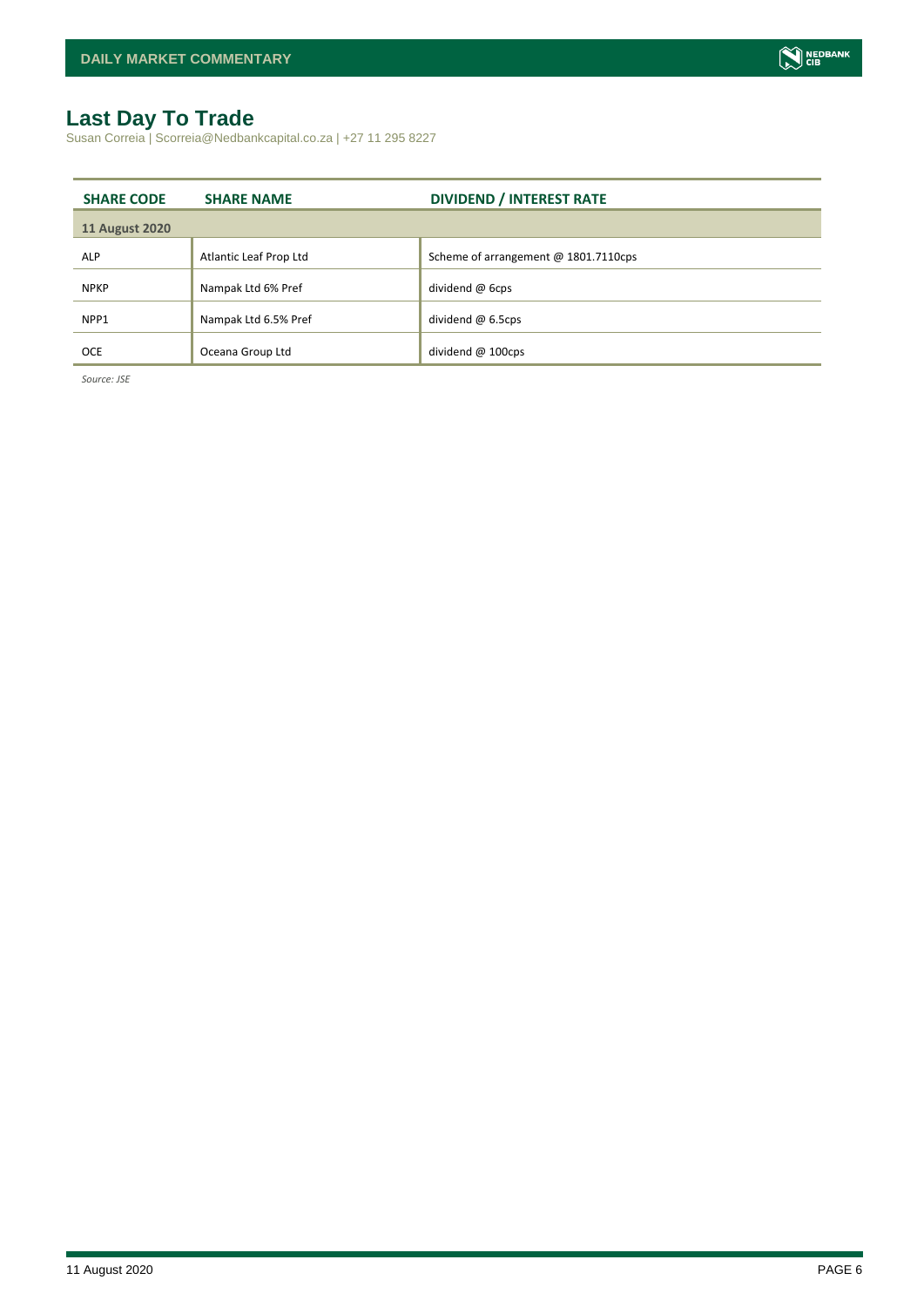## Last Day To Trade

Susan Correia | Scorreia@Nedbankcapital.co.za | +27 11 295 8227

| SHARE CODE | SHARE NAME | DIVIDEND / INTEREST RATE |
|---|---|---|
| **11 August 2020** | | |
| ALP | Atlantic Leaf Prop Ltd | Scheme of arrangement @ 1801.7110cps |
| NPKP | Nampak Ltd 6% Pref | dividend @ 6cps |
| NPP1 | Nampak Ltd 6.5% Pref | dividend @ 6.5cps |
| OCE | Oceana Group Ltd | dividend @ 100cps |

*Source: JSE*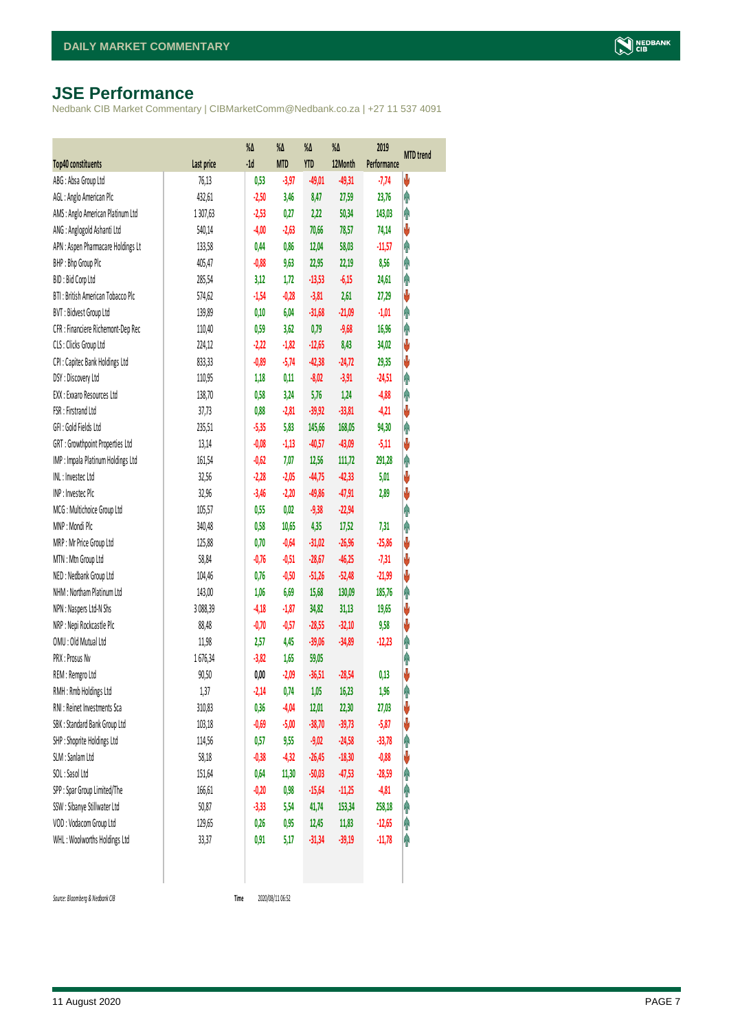# JSE Performance

Nedbank CIB Market Commentary | CIBMarketComm@Nedbank.co.za | +27 11 537 4091

| Top40 constituents | Last price | %Δ -1d | %Δ MTD | %Δ YTD | %Δ 12Month | 2019 Performance | MTD trend |
|---|---|---|---|---|---|---|---|
| ABG : Absa Group Ltd | 76,13 | 0,53 | -3,97 | -49,01 | -49,31 | -7,74 | ↓ |
| AGL : Anglo American Plc | 432,61 | -2,50 | 3,46 | 8,47 | 27,59 | 23,76 | ↑ |
| AMS : Anglo American Platinum Ltd | 1 307,63 | -2,53 | 0,27 | 2,22 | 50,34 | 143,03 | ↑ |
| ANG : Anglogold Ashanti Ltd | 540,14 | -4,00 | -2,63 | 70,66 | 78,57 | 74,14 | ↓ |
| APN : Aspen Pharmacare Holdings Lt | 133,58 | 0,44 | 0,86 | 12,04 | 58,03 | -11,57 | ↑ |
| BHP : Bhp Group Plc | 405,47 | -0,88 | 9,63 | 22,95 | 22,19 | 8,56 | ↑ |
| BID : Bid Corp Ltd | 285,54 | 3,12 | 1,72 | -13,53 | -6,15 | 24,61 | ↑ |
| BTI : British American Tobacco Plc | 574,62 | -1,54 | -0,28 | -3,81 | 2,61 | 27,29 | ↓ |
| BVT : Bidvest Group Ltd | 139,89 | 0,10 | 6,04 | -31,68 | -21,09 | -1,01 | ↑ |
| CFR : Financiere Richemont-Dep Rec | 110,40 | 0,59 | 3,62 | 0,79 | -9,68 | 16,96 | ↑ |
| CLS : Clicks Group Ltd | 224,12 | -2,22 | -1,82 | -12,65 | 8,43 | 34,02 | ↓ |
| CPI : Capitec Bank Holdings Ltd | 833,33 | -0,89 | -5,74 | -42,38 | -24,72 | 29,35 | ↓ |
| DSY : Discovery Ltd | 110,95 | 1,18 | 0,11 | -8,02 | -3,91 | -24,51 | ↑ |
| EXX : Exxaro Resources Ltd | 138,70 | 0,58 | 3,24 | 5,76 | 1,24 | -4,88 | ↑ |
| FSR : Firstrand Ltd | 37,73 | 0,88 | -2,81 | -39,92 | -33,81 | -4,21 | ↓ |
| GFI : Gold Fields Ltd | 235,51 | -5,35 | 5,83 | 145,66 | 168,05 | 94,30 | ↑ |
| GRT : Growthpoint Properties Ltd | 13,14 | -0,08 | -1,13 | -40,57 | -43,09 | -5,11 | ↓ |
| IMP : Impala Platinum Holdings Ltd | 161,54 | -0,62 | 7,07 | 12,56 | 111,72 | 291,28 | ↑ |
| INL : Investec Ltd | 32,56 | -2,28 | -2,05 | -44,75 | -42,33 | 5,01 | ↓ |
| INP : Investec Plc | 32,96 | -3,46 | -2,20 | -49,86 | -47,91 | 2,89 | ↓ |
| MCG : Multichoice Group Ltd | 105,57 | 0,55 | 0,02 | -9,38 | -22,94 | | ↑ |
| MNP : Mondi Plc | 340,48 | 0,58 | 10,65 | 4,35 | 17,52 | 7,31 | ↑ |
| MRP : Mr Price Group Ltd | 125,88 | 0,70 | -0,64 | -31,02 | -26,96 | -25,86 | ↓ |
| MTN : Mtn Group Ltd | 58,84 | -0,76 | -0,51 | -28,67 | -46,25 | -7,31 | ↓ |
| NED : Nedbank Group Ltd | 104,46 | 0,76 | -0,50 | -51,26 | -52,48 | -21,99 | ↓ |
| NHM : Northam Platinum Ltd | 143,00 | 1,06 | 6,69 | 15,68 | 130,09 | 185,76 | ↑ |
| NPN : Naspers Ltd-N Shs | 3 088,39 | -4,18 | -1,87 | 34,82 | 31,13 | 19,65 | ↓ |
| NRP : Nepi Rockcastle Plc | 88,48 | -0,70 | -0,57 | -28,55 | -32,10 | 9,58 | ↓ |
| OMU : Old Mutual Ltd | 11,98 | 2,57 | 4,45 | -39,06 | -34,89 | -12,23 | ↑ |
| PRX : Prosus Nv | 1 676,34 | -3,82 | 1,65 | 59,05 | | | ↑ |
| REM : Remgro Ltd | 90,50 | 0,00 | -2,09 | -36,51 | -28,54 | 0,13 | ↓ |
| RMH : Rmb Holdings Ltd | 1,37 | -2,14 | 0,74 | 1,05 | 16,23 | 1,96 | ↑ |
| RNI : Reinet Investments Sca | 310,83 | 0,36 | -4,04 | 12,01 | 22,30 | 27,03 | ↓ |
| SBK : Standard Bank Group Ltd | 103,18 | -0,69 | -5,00 | -38,70 | -39,73 | -5,87 | ↓ |
| SHP : Shoprite Holdings Ltd | 114,56 | 0,57 | 9,55 | -9,02 | -24,58 | -33,78 | ↑ |
| SLM : Sanlam Ltd | 58,18 | -0,38 | -4,32 | -26,45 | -18,30 | -0,88 | ↓ |
| SOL : Sasol Ltd | 151,64 | 0,64 | 11,30 | -50,03 | -47,53 | -28,59 | ↑ |
| SPP : Spar Group Limited/The | 166,61 | -0,20 | 0,98 | -15,64 | -11,25 | -4,81 | ↑ |
| SSW : Sibanye Stillwater Ltd | 50,87 | -3,33 | 5,54 | 41,74 | 153,34 | 258,18 | ↑ |
| VOD : Vodacom Group Ltd | 129,65 | 0,26 | 0,95 | 12,45 | 11,83 | -12,65 | ↑ |
| WHL : Woolworths Holdings Ltd | 33,37 | 0,91 | 5,17 | -31,34 | -39,19 | -11,78 | ↑ |

*Source: Bloomberg & Nedbank CIB* Time 2020/08/11 06:52

11 August 2020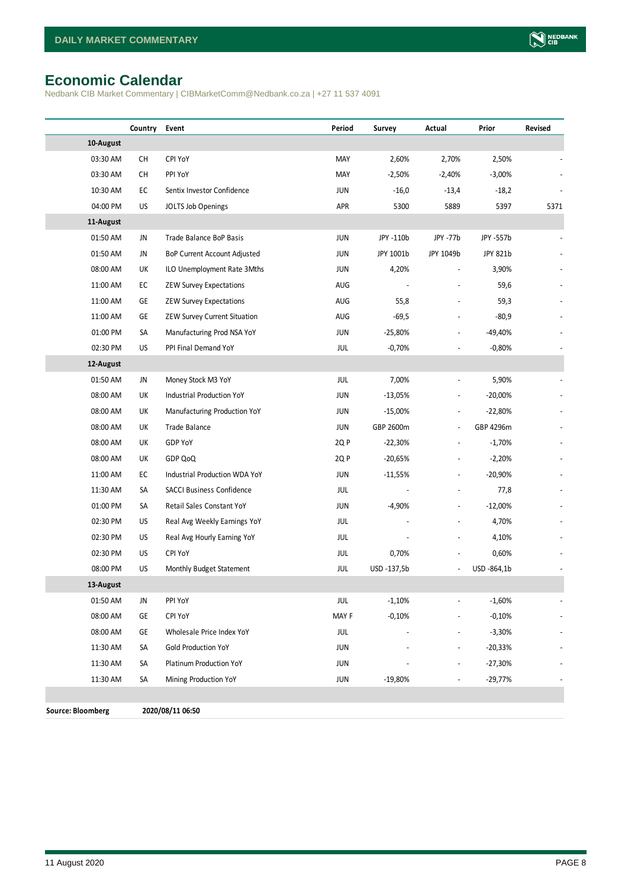# Economic Calendar

Nedbank CIB Market Commentary | CIBMarketComm@Nedbank.co.za | +27 11 537 4091

| | Country | Event | Period | Survey | Actual | Prior | Revised |
|---|---|---|---|---|---|---|---|
| **10-August** | | | | | | | |
| 03:30 AM | CH | CPI YoY | MAY | 2,60% | 2,70% | 2,50% | - |
| 03:30 AM | CH | PPI YoY | MAY | -2,50% | -2,40% | -3,00% | - |
| 10:30 AM | EC | Sentix Investor Confidence | JUN | -16,0 | -13,4 | -18,2 | - |
| 04:00 PM | US | JOLTS Job Openings | APR | 5300 | 5889 | 5397 | 5371 |
| **11-August** | | | | | | | |
| 01:50 AM | JN | Trade Balance BoP Basis | JUN | JPY -110b | JPY -77b | JPY -557b | - |
| 01:50 AM | JN | BoP Current Account Adjusted | JUN | JPY 1001b | JPY 1049b | JPY 821b | - |
| 08:00 AM | UK | ILO Unemployment Rate 3Mths | JUN | 4,20% | - | 3,90% | - |
| 11:00 AM | EC | ZEW Survey Expectations | AUG | - | - | 59,6 | - |
| 11:00 AM | GE | ZEW Survey Expectations | AUG | 55,8 | - | 59,3 | - |
| 11:00 AM | GE | ZEW Survey Current Situation | AUG | -69,5 | - | -80,9 | - |
| 01:00 PM | SA | Manufacturing Prod NSA YoY | JUN | -25,80% | - | -49,40% | - |
| 02:30 PM | US | PPI Final Demand YoY | JUL | -0,70% | - | -0,80% | - |
| **12-August** | | | | | | | |
| 01:50 AM | JN | Money Stock M3 YoY | JUL | 7,00% | - | 5,90% | - |
| 08:00 AM | UK | Industrial Production YoY | JUN | -13,05% | - | -20,00% | - |
| 08:00 AM | UK | Manufacturing Production YoY | JUN | -15,00% | - | -22,80% | - |
| 08:00 AM | UK | Trade Balance | JUN | GBP 2600m | - | GBP 4296m | - |
| 08:00 AM | UK | GDP YoY | 2Q P | -22,30% | - | -1,70% | - |
| 08:00 AM | UK | GDP QoQ | 2Q P | -20,65% | - | -2,20% | - |
| 11:00 AM | EC | Industrial Production WDA YoY | JUN | -11,55% | - | -20,90% | - |
| 11:30 AM | SA | SACCI Business Confidence | JUL | - | - | 77,8 | - |
| 01:00 PM | SA | Retail Sales Constant YoY | JUN | -4,90% | - | -12,00% | - |
| 02:30 PM | US | Real Avg Weekly Earnings YoY | JUL | - | - | 4,70% | - |
| 02:30 PM | US | Real Avg Hourly Earning YoY | JUL | - | - | 4,10% | - |
| 02:30 PM | US | CPI YoY | JUL | 0,70% | - | 0,60% | - |
| 08:00 PM | US | Monthly Budget Statement | JUL | USD -137,5b | - | USD -864,1b | - |
| **13-August** | | | | | | | |
| 01:50 AM | JN | PPI YoY | JUL | -1,10% | - | -1,60% | - |
| 08:00 AM | GE | CPI YoY | MAY F | -0,10% | - | -0,10% | - |
| 08:00 AM | GE | Wholesale Price Index YoY | JUL | - | - | -3,30% | - |
| 11:30 AM | SA | Gold Production YoY | JUN | - | - | -20,33% | - |
| 11:30 AM | SA | Platinum Production YoY | JUN | - | - | -27,30% | - |
| 11:30 AM | SA | Mining Production YoY | JUN | -19,80% | - | -29,77% | - |

**Source: Bloomberg** **2020/08/11 06:50**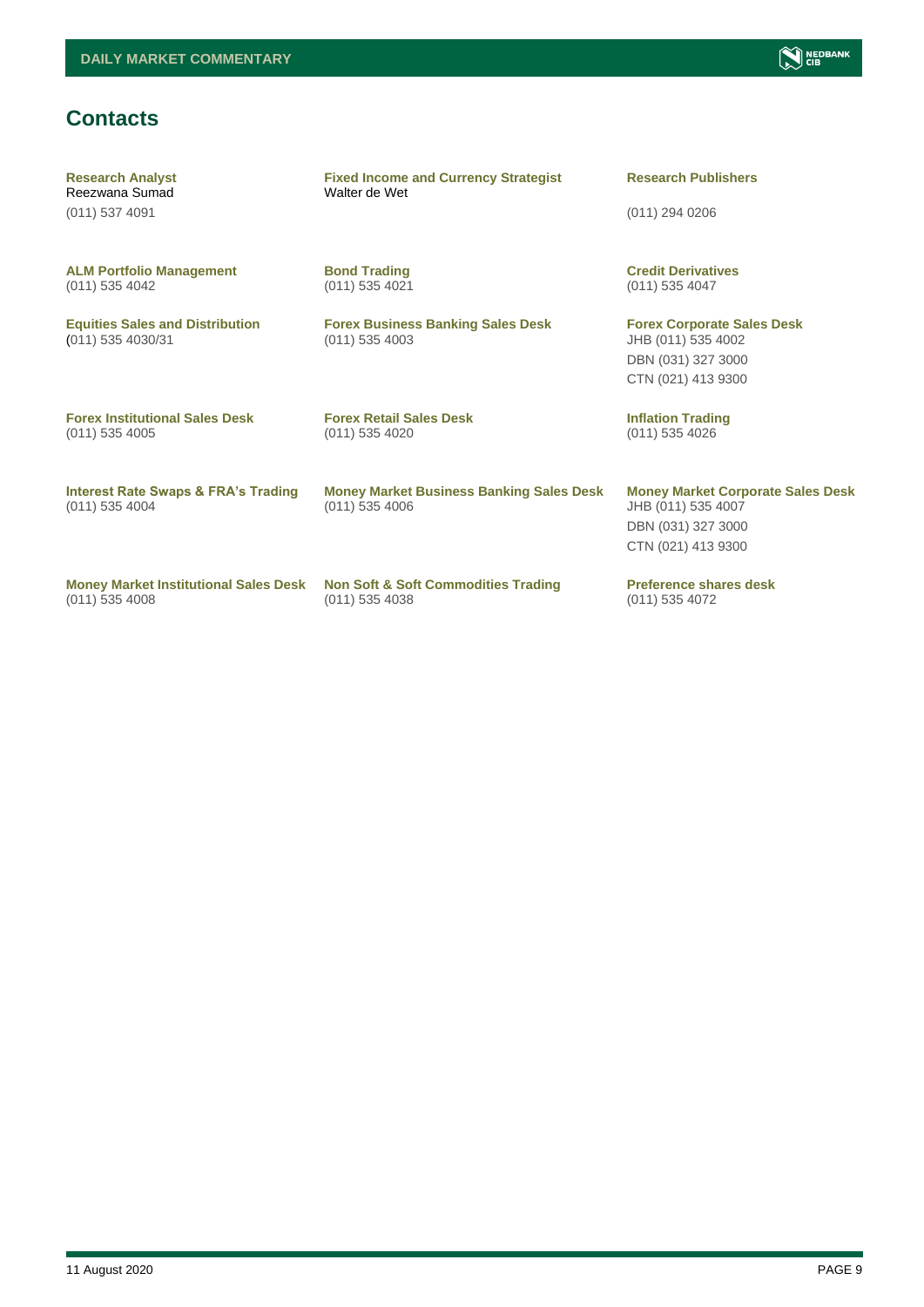## Contacts

**Research Analyst**
Reezwana Sumad
(011) 537 4091

**Fixed Income and Currency Strategist**
Walter de Wet

**Research Publishers**
(011) 294 0206

**ALM Portfolio Management**
(011) 535 4042

**Bond Trading**
(011) 535 4021

**Credit Derivatives**
(011) 535 4047

**Equities Sales and Distribution**
(011) 535 4030/31

**Forex Business Banking Sales Desk**
(011) 535 4003

**Forex Corporate Sales Desk**
JHB (011) 535 4002
DBN (031) 327 3000
CTN (021) 413 9300

**Forex Institutional Sales Desk**
(011) 535 4005

**Forex Retail Sales Desk**
(011) 535 4020

**Inflation Trading**
(011) 535 4026

**Interest Rate Swaps & FRA's Trading**
(011) 535 4004

**Money Market Business Banking Sales Desk**
(011) 535 4006

**Money Market Corporate Sales Desk**
JHB (011) 535 4007
DBN (031) 327 3000
CTN (021) 413 9300

**Money Market Institutional Sales Desk**
(011) 535 4008

**Non Soft & Soft Commodities Trading**
(011) 535 4038

**Preference shares desk**
(011) 535 4072